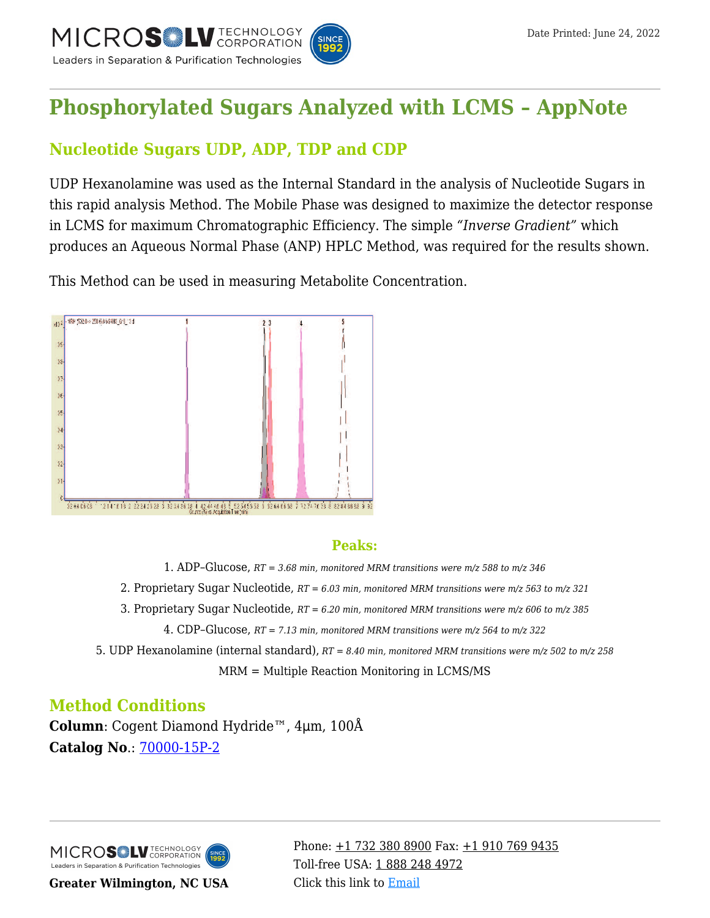# Phosphorylated Sugars Analyzed with LCMS – AppNote

## Nucleotide Sugars UDP, ADP, TDP and CDP

UDP Hexanolamine was used as the Internal Standard in the analysis of Nucleotide Sugars in this rapid analysis Method. The Mobile Phase was designed to maximize the detector response in LCMS for maximum Chromatographic Efficiency. The simple *"Inverse Gradient"* which produces an Aqueous Normal Phase (ANP) HPLC Method, was required for the results shown.

This Method can be used in measuring Metabolite Concentration.

### Peaks:

1. ADP–Glucose, *RT = 3.68 min, monitored MRM transitions were m/z 588 to m/z 346*
2. Proprietary Sugar Nucleotide, *RT = 6.03 min, monitored MRM transitions were m/z 563 to m/z 321*
3. Proprietary Sugar Nucleotide, *RT = 6.20 min, monitored MRM transitions were m/z 606 to m/z 385*
4. CDP–Glucose, *RT = 7.13 min, monitored MRM transitions were m/z 564 to m/z 322*
5. UDP Hexanolamine (internal standard), *RT = 8.40 min, monitored MRM transitions were m/z 502 to m/z 258*

MRM = Multiple Reaction Monitoring in LCMS/MS

## Method Conditions

**Column**: Cogent Diamond Hydride™, 4μm, 100Å
**Catalog No.**: 70000-15P-2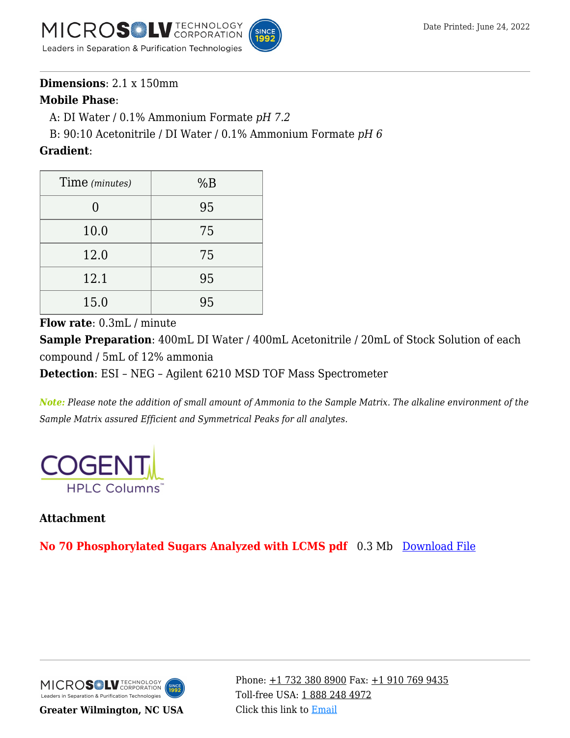**Dimensions**: 2.1 x 150mm

**Mobile Phase**:

A: DI Water / 0.1% Ammonium Formate *pH 7.2*

B: 90:10 Acetonitrile / DI Water / 0.1% Ammonium Formate *pH 6*

**Gradient**:

| Time *(minutes)* | %B |
|---|---|
| 0 | 95 |
| 10.0 | 75 |
| 12.0 | 75 |
| 12.1 | 95 |
| 15.0 | 95 |

**Flow rate**: 0.3mL / minute

**Sample Preparation**: 400mL DI Water / 400mL Acetonitrile / 20mL of Stock Solution of each compound / 5mL of 12% ammonia

**Detection**: ESI – NEG – Agilent 6210 MSD TOF Mass Spectrometer

***Note:*** *Please note the addition of small amount of Ammonia to the Sample Matrix. The alkaline environment of the Sample Matrix assured Efficient and Symmetrical Peaks for all analytes.*

COGENT HPLC Columns™

**Attachment**

**No 70 Phosphorylated Sugars Analyzed with LCMS pdf** 0.3 Mb [Download File]